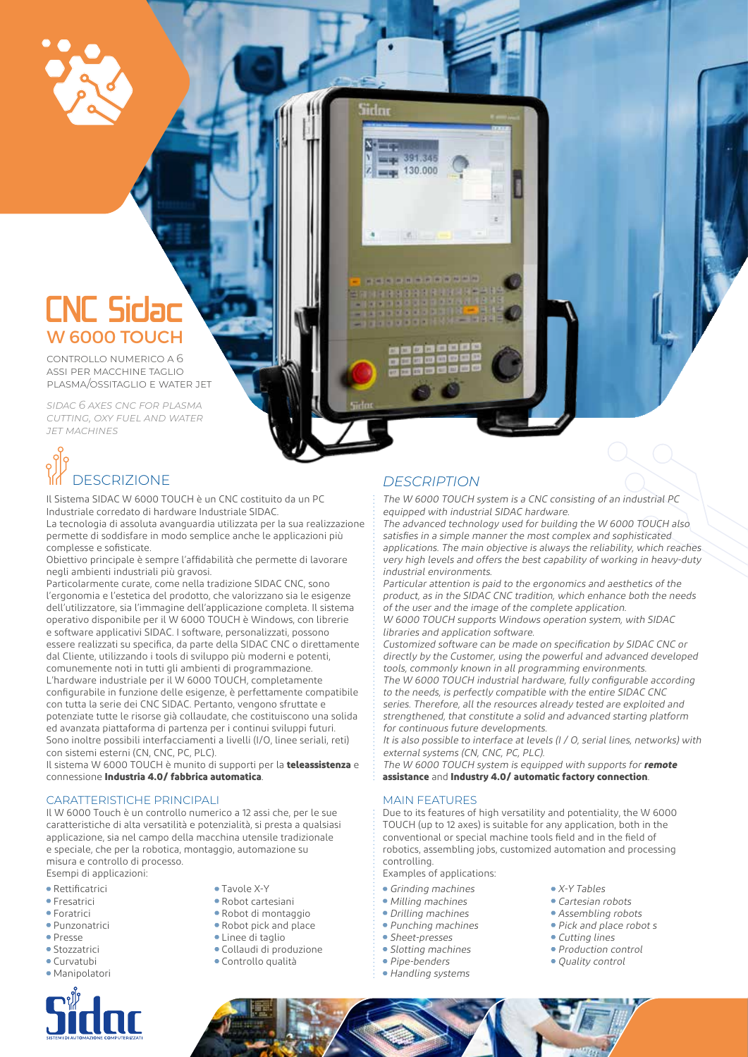# CNC Sidac
## W 6000 TOUCH

CONTROLLO NUMERICO A 6 ASSI PER MACCHINE TAGLIO PLASMA/OSSITAGLIO E WATER JET

*SIDAC 6 AXES CNC FOR PLASMA CUTTING, OXY FUEL AND WATER JET MACHINES*

## DESCRIZIONE

Il Sistema SIDAC W 6000 TOUCH è un CNC costituito da un PC Industriale corredato di hardware Industriale SIDAC.
La tecnologia di assoluta avanguardia utilizzata per la sua realizzazione permette di soddisfare in modo semplice anche le applicazioni più complesse e sofisticate.
Obiettivo principale è sempre l'affidabilità che permette di lavorare negli ambienti industriali più gravosi.
Particolarmente curate, come nella tradizione SIDAC CNC, sono l'ergonomia e l'estetica del prodotto, che valorizzano sia le esigenze dell'utilizzatore, sia l'immagine dell'applicazione completa. Il sistema operativo disponibile per il W 6000 TOUCH è Windows, con librerie e software applicativi SIDAC. I software, personalizzati, possono essere realizzati su specifica, da parte della SIDAC CNC o direttamente dal Cliente, utilizzando i tools di sviluppo più moderni e potenti, comunemente noti in tutti gli ambienti di programmazione.
L'hardware industriale per il W 6000 TOUCH, completamente configurabile in funzione delle esigenze, è perfettamente compatibile con tutta la serie dei CNC SIDAC. Pertanto, vengono sfruttate e potenziate tutte le risorse già collaudate, che costituiscono una solida ed avanzata piattaforma di partenza per i continui sviluppi futuri.
Sono inoltre possibili interfacciamenti a livelli (I/O, linee seriali, reti) con sistemi esterni (CN, CNC, PC, PLC).
Il sistema W 6000 TOUCH è munito di supporti per la **teleassistenza** e connessione **Industria 4.0/ fabbrica automatica**.

### CARATTERISTICHE PRINCIPALI

Il W 6000 Touch è un controllo numerico a 12 assi che, per le sue caratteristiche di alta versatilità e potenzialità, si presta a qualsiasi applicazione, sia nel campo della macchina utensile tradizionale e speciale, che per la robotica, montaggio, automazione su misura e controllo di processo.
Esempi di applicazioni:

- Rettificatrici
- Fresatrici
- Foratrici
- Punzonatrici
- Presse
- Stozzatrici
- Curvatubi
- Manipolatori
- Tavole X-Y
- Robot cartesiani
- Robot di montaggio
- Robot pick and place
- Linee di taglio
- Collaudi di produzione
- Controllo qualità

## *DESCRIPTION*

*The W 6000 TOUCH system is a CNC consisting of an industrial PC equipped with industrial SIDAC hardware.*
*The advanced technology used for building the W 6000 TOUCH also satisfies in a simple manner the most complex and sophisticated applications. The main objective is always the reliability, which reaches very high levels and offers the best capability of working in heavy-duty industrial environments.*
*Particular attention is paid to the ergonomics and aesthetics of the product, as in the SIDAC CNC tradition, which enhance both the needs of the user and the image of the complete application.*
*W 6000 TOUCH supports Windows operation system, with SIDAC libraries and application software.*
*Customized software can be made on specification by SIDAC CNC or directly by the Customer, using the powerful and advanced developed tools, commonly known in all programming environments.*
*The W 6000 TOUCH industrial hardware, fully configurable according to the needs, is perfectly compatible with the entire SIDAC CNC series. Therefore, all the resources already tested are exploited and strengthened, that constitute a solid and advanced starting platform for continuous future developments.*
*It is also possible to interface at levels (I / O, serial lines, networks) with external systems (CN, CNC, PC, PLC).*
*The W 6000 TOUCH system is equipped with supports for* ***remote assistance*** and **Industry 4.0/ automatic factory connection**.

### MAIN FEATURES

Due to its features of high versatility and potentiality, the W 6000 TOUCH (up to 12 axes) is suitable for any application, both in the conventional or special machine tools field and in the field of robotics, assembling jobs, customized automation and processing controlling.
Examples of applications:

- *Grinding machines*
- *Milling machines*
- *Drilling machines*
- *Punching machines*
- *Sheet-presses*
- *Slotting machines*
- *Pipe-benders*
- *Handling systems*
- *X-Y Tables*
- *Cartesian robots*
- *Assembling robots*
- *Pick and place robot s*
- *Cutting lines*
- *Production control*
- *Quality control*

Sidac
SISTEMI DI AUTOMAZIONE COMPUTERIZZATI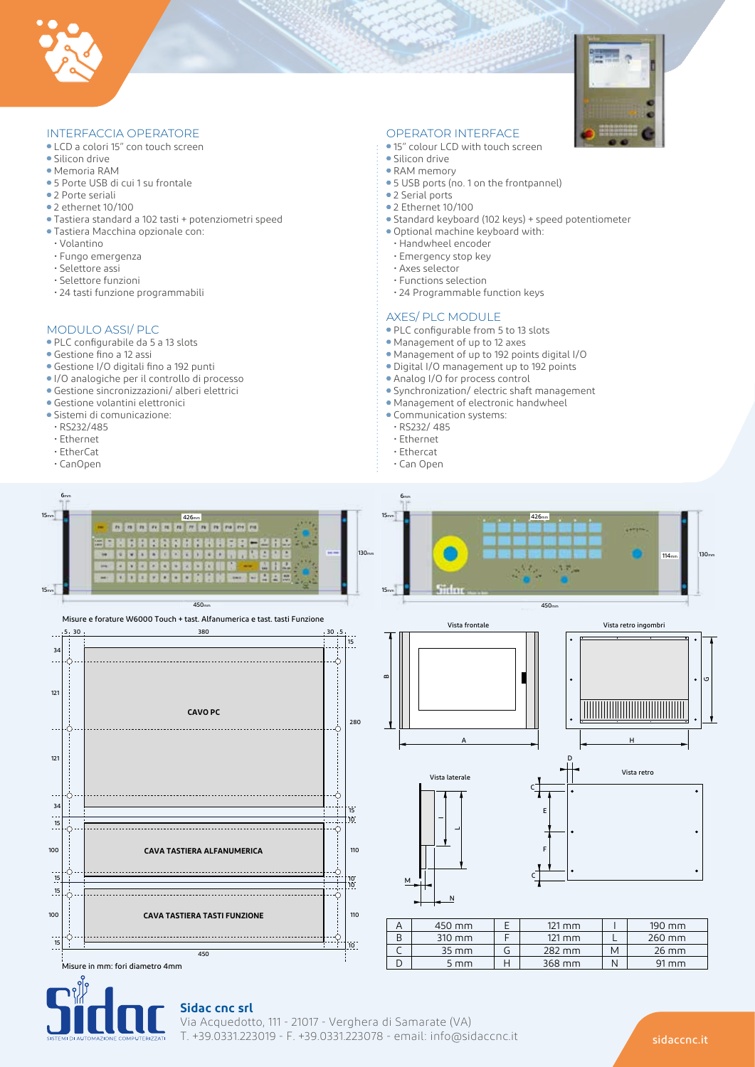## INTERFACCIA OPERATORE

- LCD a colori 15" con touch screen
- Silicon drive
- Memoria RAM
- 5 Porte USB di cui 1 su frontale
- 2 Porte seriali
- 2 ethernet 10/100
- Tastiera standard a 102 tasti + potenziometri speed
- Tastiera Macchina opzionale con:
  - Volantino
  - Fungo emergenza
  - Selettore assi
  - Selettore funzioni
  - 24 tasti funzione programmabili

## MODULO ASSI/ PLC

- PLC configurabile da 5 a 13 slots
- Gestione fino a 12 assi
- Gestione I/O digitali fino a 192 punti
- I/O analogiche per il controllo di processo
- Gestione sincronizzazioni/ alberi elettrici
- Gestione volantini elettronici
- Sistemi di comunicazione:
  - RS232/485
  - Ethernet
  - EtherCat
  - CanOpen

## OPERATOR INTERFACE

- 15" colour LCD with touch screen
- Silicon drive
- RAM memory
- 5 USB ports (no. 1 on the frontpannel)
- 2 Serial ports
- 2 Ethernet 10/100
- Standard keyboard (102 keys) + speed potentiometer
- Optional machine keyboard with:
  - Handwheel encoder
  - Emergency stop key
  - Axes selector
  - Functions selection
  - 24 Programmable function keys

## AXES/ PLC MODULE

- PLC configurable from 5 to 13 slots
- Management of up to 12 axes
- Management of up to 192 points digital I/O
- Digital I/O management up to 192 points
- Analog I/O for process control
- Synchronization/ electric shaft management
- Management of electronic handwheel
- Communication systems:
  - RS232/ 485
  - Ethernet
  - Ethercat
  - Can Open

6mm
15mm
426mm
130mm
15mm
450mm

6mm
15mm
426mm
114mm
130mm
15mm
450mm

Misure e forature W6000 Touch + tast. Alfanumerica e tast. tasti Funzione

5 30 380 30 5
34 121 121 34 15 100 15 15 100 15
15 280 15 10 110 10 10 110 10
CAVO PC
CAVA TASTIERA ALFANUMERICA
CAVA TASTIERA TASTI FUNZIONE
450

Misure in mm: fori diametro 4mm

Vista frontale
Vista retro ingombri
Vista laterale
Vista retro

| | | | | | |
|---|---|---|---|---|---|
| A | 450 mm | E | 121 mm | I | 190 mm |
| B | 310 mm | F | 121 mm | L | 260 mm |
| C | 35 mm | G | 282 mm | M | 26 mm |
| D | 5 mm | H | 368 mm | N | 91 mm |

**Sidac cnc srl**
Via Acquedotto, 111 - 21017 - Verghera di Samarate (VA)
T. +39.0331.223019 - F. +39.0331.223078 - email: info@sidaccnc.it

sidaccnc.it